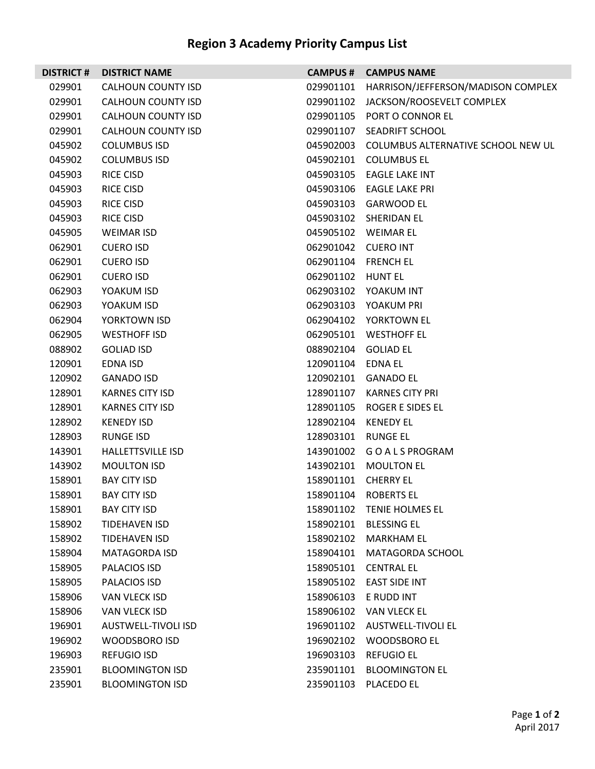# Region 3 Academy Priority Campus List

| DISTRICT # | DISTRICT NAME | CAMPUS # | CAMPUS NAME |
|---|---|---|---|
| 029901 | CALHOUN COUNTY ISD | 029901101 | HARRISON/JEFFERSON/MADISON COMPLEX |
| 029901 | CALHOUN COUNTY ISD | 029901102 | JACKSON/ROOSEVELT COMPLEX |
| 029901 | CALHOUN COUNTY ISD | 029901105 | PORT O CONNOR EL |
| 029901 | CALHOUN COUNTY ISD | 029901107 | SEADRIFT SCHOOL |
| 045902 | COLUMBUS ISD | 045902003 | COLUMBUS ALTERNATIVE SCHOOL NEW UL |
| 045902 | COLUMBUS ISD | 045902101 | COLUMBUS EL |
| 045903 | RICE CISD | 045903105 | EAGLE LAKE INT |
| 045903 | RICE CISD | 045903106 | EAGLE LAKE PRI |
| 045903 | RICE CISD | 045903103 | GARWOOD EL |
| 045903 | RICE CISD | 045903102 | SHERIDAN EL |
| 045905 | WEIMAR ISD | 045905102 | WEIMAR EL |
| 062901 | CUERO ISD | 062901042 | CUERO INT |
| 062901 | CUERO ISD | 062901104 | FRENCH EL |
| 062901 | CUERO ISD | 062901102 | HUNT EL |
| 062903 | YOAKUM ISD | 062903102 | YOAKUM INT |
| 062903 | YOAKUM ISD | 062903103 | YOAKUM PRI |
| 062904 | YORKTOWN ISD | 062904102 | YORKTOWN EL |
| 062905 | WESTHOFF ISD | 062905101 | WESTHOFF EL |
| 088902 | GOLIAD ISD | 088902104 | GOLIAD EL |
| 120901 | EDNA ISD | 120901104 | EDNA EL |
| 120902 | GANADO ISD | 120902101 | GANADO EL |
| 128901 | KARNES CITY ISD | 128901107 | KARNES CITY PRI |
| 128901 | KARNES CITY ISD | 128901105 | ROGER E SIDES EL |
| 128902 | KENEDY ISD | 128902104 | KENEDY EL |
| 128903 | RUNGE ISD | 128903101 | RUNGE EL |
| 143901 | HALLETTSVILLE ISD | 143901002 | G O A L S PROGRAM |
| 143902 | MOULTON ISD | 143902101 | MOULTON EL |
| 158901 | BAY CITY ISD | 158901101 | CHERRY EL |
| 158901 | BAY CITY ISD | 158901104 | ROBERTS EL |
| 158901 | BAY CITY ISD | 158901102 | TENIE HOLMES EL |
| 158902 | TIDEHAVEN ISD | 158902101 | BLESSING EL |
| 158902 | TIDEHAVEN ISD | 158902102 | MARKHAM EL |
| 158904 | MATAGORDA ISD | 158904101 | MATAGORDA SCHOOL |
| 158905 | PALACIOS ISD | 158905101 | CENTRAL EL |
| 158905 | PALACIOS ISD | 158905102 | EAST SIDE INT |
| 158906 | VAN VLECK ISD | 158906103 | E RUDD INT |
| 158906 | VAN VLECK ISD | 158906102 | VAN VLECK EL |
| 196901 | AUSTWELL-TIVOLI ISD | 196901102 | AUSTWELL-TIVOLI EL |
| 196902 | WOODSBORO ISD | 196902102 | WOODSBORO EL |
| 196903 | REFUGIO ISD | 196903103 | REFUGIO EL |
| 235901 | BLOOMINGTON ISD | 235901101 | BLOOMINGTON EL |
| 235901 | BLOOMINGTON ISD | 235901103 | PLACEDO EL |

April 2017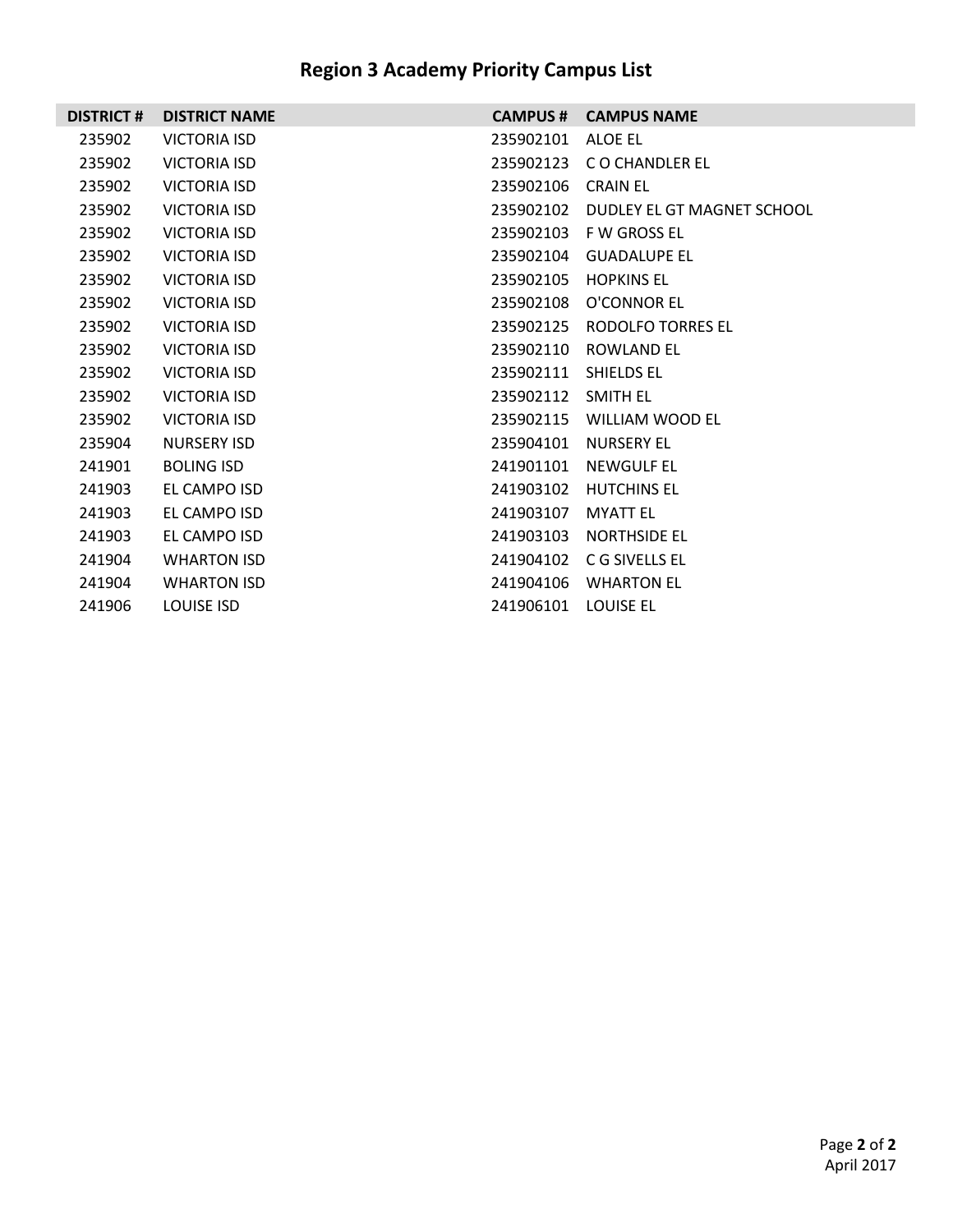# Region 3 Academy Priority Campus List

| DISTRICT # | DISTRICT NAME | CAMPUS # | CAMPUS NAME |
|---|---|---|---|
| 235902 | VICTORIA ISD | 235902101 | ALOE EL |
| 235902 | VICTORIA ISD | 235902123 | C O CHANDLER EL |
| 235902 | VICTORIA ISD | 235902106 | CRAIN EL |
| 235902 | VICTORIA ISD | 235902102 | DUDLEY EL GT MAGNET SCHOOL |
| 235902 | VICTORIA ISD | 235902103 | F W GROSS EL |
| 235902 | VICTORIA ISD | 235902104 | GUADALUPE EL |
| 235902 | VICTORIA ISD | 235902105 | HOPKINS EL |
| 235902 | VICTORIA ISD | 235902108 | O'CONNOR EL |
| 235902 | VICTORIA ISD | 235902125 | RODOLFO TORRES EL |
| 235902 | VICTORIA ISD | 235902110 | ROWLAND EL |
| 235902 | VICTORIA ISD | 235902111 | SHIELDS EL |
| 235902 | VICTORIA ISD | 235902112 | SMITH EL |
| 235902 | VICTORIA ISD | 235902115 | WILLIAM WOOD EL |
| 235904 | NURSERY ISD | 235904101 | NURSERY EL |
| 241901 | BOLING ISD | 241901101 | NEWGULF EL |
| 241903 | EL CAMPO ISD | 241903102 | HUTCHINS EL |
| 241903 | EL CAMPO ISD | 241903107 | MYATT EL |
| 241903 | EL CAMPO ISD | 241903103 | NORTHSIDE EL |
| 241904 | WHARTON ISD | 241904102 | C G SIVELLS EL |
| 241904 | WHARTON ISD | 241904106 | WHARTON EL |
| 241906 | LOUISE ISD | 241906101 | LOUISE EL |

April 2017